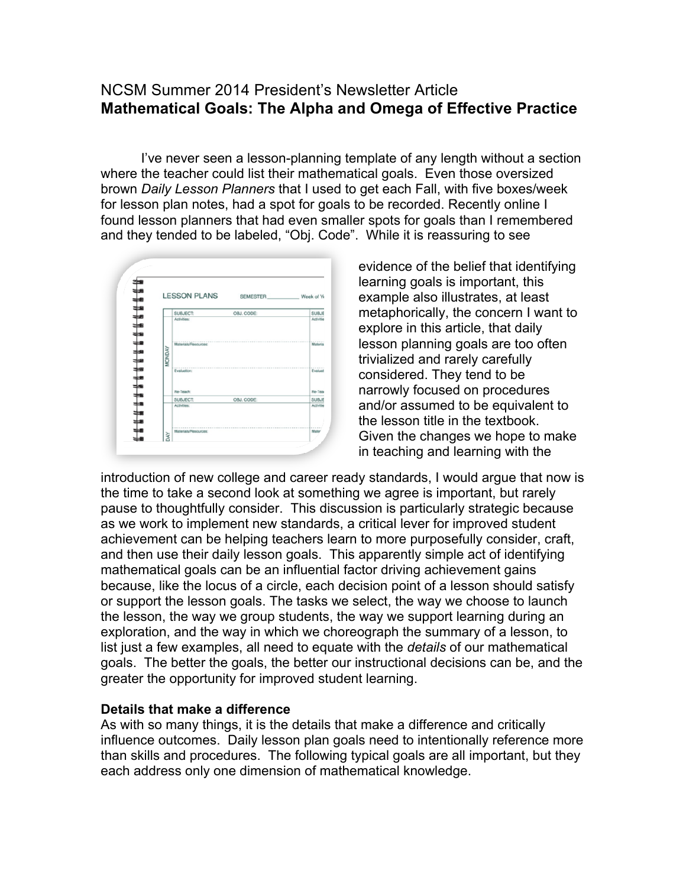# NCSM Summer 2014 President's Newsletter Article

## Mathematical Goals: The Alpha and Omega of Effective Practice

I've never seen a lesson-planning template of any length without a section where the teacher could list their mathematical goals. Even those oversized brown *Daily Lesson Planners* that I used to get each Fall, with five boxes/week for lesson plan notes, had a spot for goals to be recorded. Recently online I found lesson planners that had even smaller spots for goals than I remembered and they tended to be labeled, "Obj. Code". While it is reassuring to see evidence of the belief that identifying learning goals is important, this example also illustrates, at least metaphorically, the concern I want to explore in this article, that daily lesson planning goals are too often trivialized and rarely carefully considered. They tend to be narrowly focused on procedures and/or assumed to be equivalent to the lesson title in the textbook. Given the changes we hope to make in teaching and learning with the introduction of new college and career ready standards, I would argue that now is the time to take a second look at something we agree is important, but rarely pause to thoughtfully consider. This discussion is particularly strategic because as we work to implement new standards, a critical lever for improved student achievement can be helping teachers learn to more purposefully consider, craft, and then use their daily lesson goals. This apparently simple act of identifying mathematical goals can be an influential factor driving achievement gains because, like the locus of a circle, each decision point of a lesson should satisfy or support the lesson goals. The tasks we select, the way we choose to launch the lesson, the way we group students, the way we support learning during an exploration, and the way in which we choreograph the summary of a lesson, to list just a few examples, all need to equate with the *details* of our mathematical goals. The better the goals, the better our instructional decisions can be, and the greater the opportunity for improved student learning.

**Details that make a difference**

As with so many things, it is the details that make a difference and critically influence outcomes. Daily lesson plan goals need to intentionally reference more than skills and procedures. The following typical goals are all important, but they each address only one dimension of mathematical knowledge.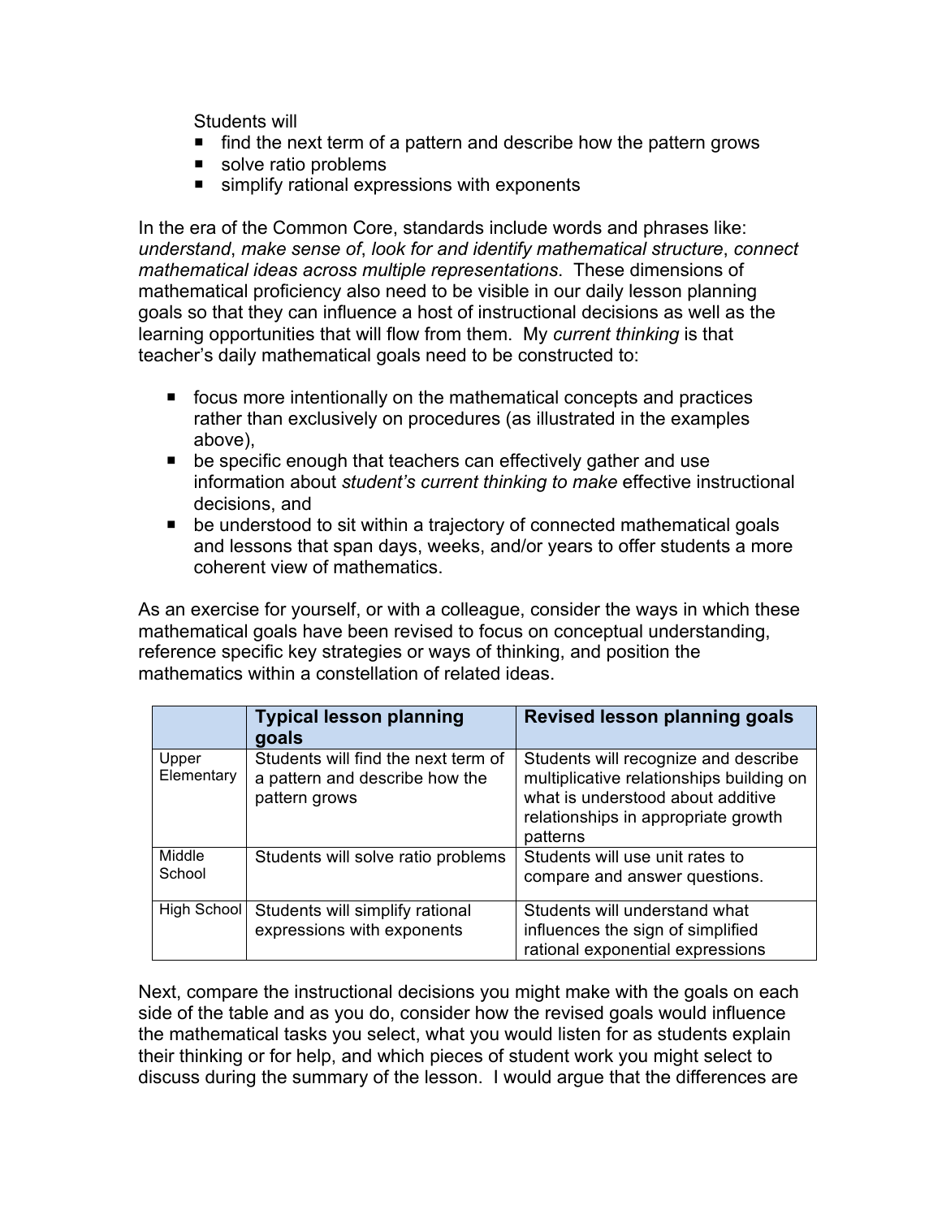Students will

- find the next term of a pattern and describe how the pattern grows
- solve ratio problems
- simplify rational expressions with exponents

In the era of the Common Core, standards include words and phrases like: *understand*, *make sense of*, *look for and identify mathematical structure*, *connect mathematical ideas across multiple representations*. These dimensions of mathematical proficiency also need to be visible in our daily lesson planning goals so that they can influence a host of instructional decisions as well as the learning opportunities that will flow from them. My *current thinking* is that teacher's daily mathematical goals need to be constructed to:

- focus more intentionally on the mathematical concepts and practices rather than exclusively on procedures (as illustrated in the examples above),
- be specific enough that teachers can effectively gather and use information about *student's current thinking to make* effective instructional decisions, and
- be understood to sit within a trajectory of connected mathematical goals and lessons that span days, weeks, and/or years to offer students a more coherent view of mathematics.

As an exercise for yourself, or with a colleague, consider the ways in which these mathematical goals have been revised to focus on conceptual understanding, reference specific key strategies or ways of thinking, and position the mathematics within a constellation of related ideas.

| | **Typical lesson planning goals** | **Revised lesson planning goals** |
|---|---|---|
| Upper Elementary | Students will find the next term of a pattern and describe how the pattern grows | Students will recognize and describe multiplicative relationships building on what is understood about additive relationships in appropriate growth patterns |
| Middle School | Students will solve ratio problems | Students will use unit rates to compare and answer questions. |
| High School | Students will simplify rational expressions with exponents | Students will understand what influences the sign of simplified rational exponential expressions |

Next, compare the instructional decisions you might make with the goals on each side of the table and as you do, consider how the revised goals would influence the mathematical tasks you select, what you would listen for as students explain their thinking or for help, and which pieces of student work you might select to discuss during the summary of the lesson. I would argue that the differences are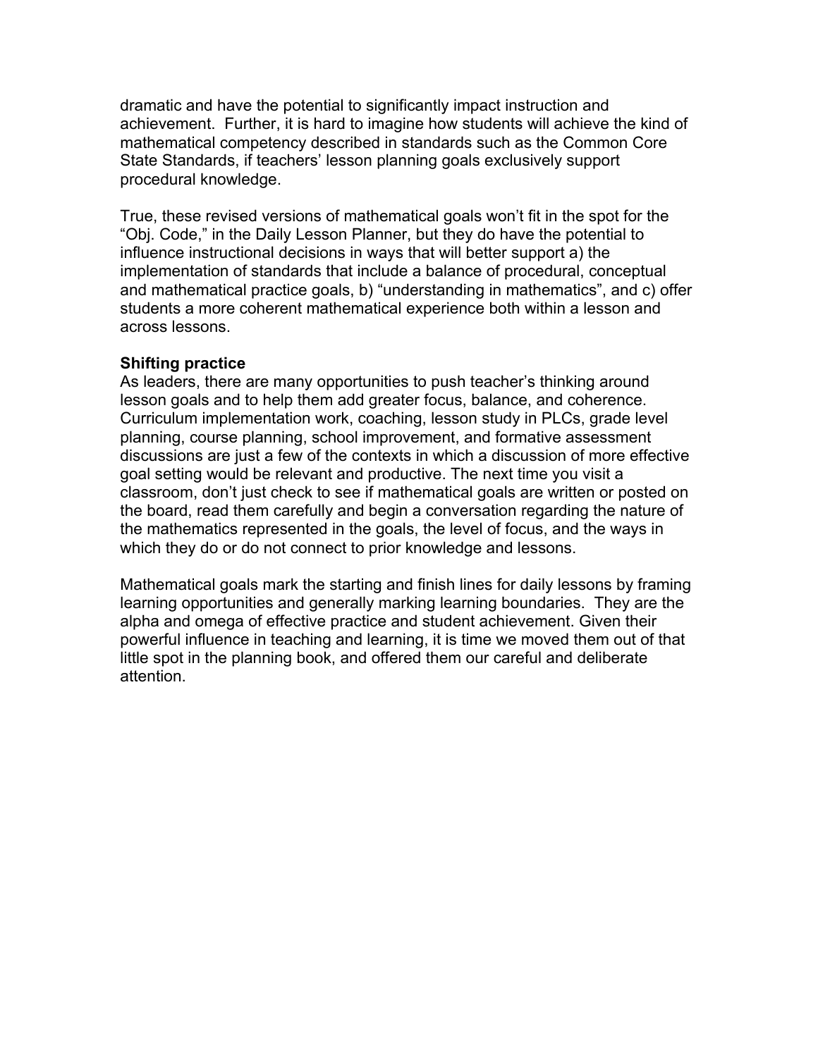dramatic and have the potential to significantly impact instruction and achievement. Further, it is hard to imagine how students will achieve the kind of mathematical competency described in standards such as the Common Core State Standards, if teachers' lesson planning goals exclusively support procedural knowledge.

True, these revised versions of mathematical goals won't fit in the spot for the "Obj. Code," in the Daily Lesson Planner, but they do have the potential to influence instructional decisions in ways that will better support a) the implementation of standards that include a balance of procedural, conceptual and mathematical practice goals, b) "understanding in mathematics", and c) offer students a more coherent mathematical experience both within a lesson and across lessons.

**Shifting practice**

As leaders, there are many opportunities to push teacher's thinking around lesson goals and to help them add greater focus, balance, and coherence. Curriculum implementation work, coaching, lesson study in PLCs, grade level planning, course planning, school improvement, and formative assessment discussions are just a few of the contexts in which a discussion of more effective goal setting would be relevant and productive. The next time you visit a classroom, don't just check to see if mathematical goals are written or posted on the board, read them carefully and begin a conversation regarding the nature of the mathematics represented in the goals, the level of focus, and the ways in which they do or do not connect to prior knowledge and lessons.

Mathematical goals mark the starting and finish lines for daily lessons by framing learning opportunities and generally marking learning boundaries. They are the alpha and omega of effective practice and student achievement. Given their powerful influence in teaching and learning, it is time we moved them out of that little spot in the planning book, and offered them our careful and deliberate attention.